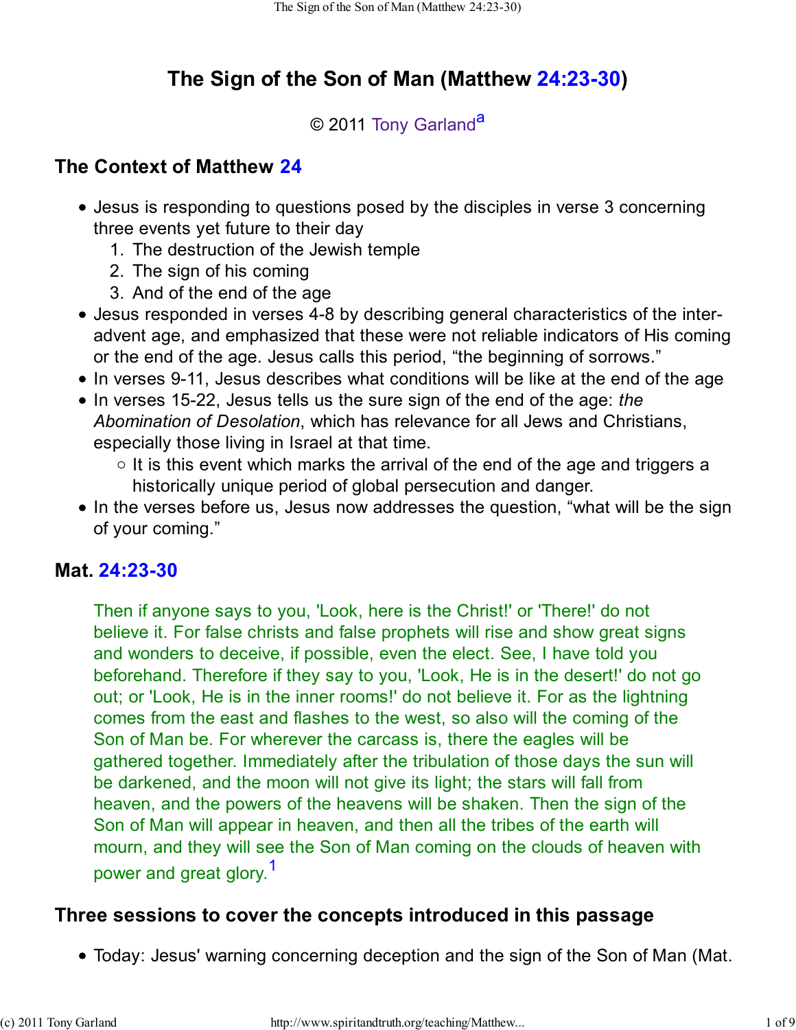# The Sign of the Son of Man (Matthew 24:23-30)

© 2011 Tony Garland[a]

## The Context of Matthew 24

- Jesus is responding to questions posed by the disciples in verse 3 concerning three events yet future to their day
  1. The destruction of the Jewish temple
  2. The sign of his coming
  3. And of the end of the age
- Jesus responded in verses 4-8 by describing general characteristics of the inter-advent age, and emphasized that these were not reliable indicators of His coming or the end of the age. Jesus calls this period, "the beginning of sorrows."
- In verses 9-11, Jesus describes what conditions will be like at the end of the age
- In verses 15-22, Jesus tells us the sure sign of the end of the age: *the Abomination of Desolation*, which has relevance for all Jews and Christians, especially those living in Israel at that time.
  - It is this event which marks the arrival of the end of the age and triggers a historically unique period of global persecution and danger.
- In the verses before us, Jesus now addresses the question, "what will be the sign of your coming."

## Mat. 24:23-30

> Then if anyone says to you, 'Look, here is the Christ!' or 'There!' do not believe it. For false christs and false prophets will rise and show great signs and wonders to deceive, if possible, even the elect. See, I have told you beforehand. Therefore if they say to you, 'Look, He is in the desert!' do not go out; or 'Look, He is in the inner rooms!' do not believe it. For as the lightning comes from the east and flashes to the west, so also will the coming of the Son of Man be. For wherever the carcass is, there the eagles will be gathered together. Immediately after the tribulation of those days the sun will be darkened, and the moon will not give its light; the stars will fall from heaven, and the powers of the heavens will be shaken. Then the sign of the Son of Man will appear in heaven, and then all the tribes of the earth will mourn, and they will see the Son of Man coming on the clouds of heaven with power and great glory.[1]

## Three sessions to cover the concepts introduced in this passage

- Today: Jesus' warning concerning deception and the sign of the Son of Man (Mat.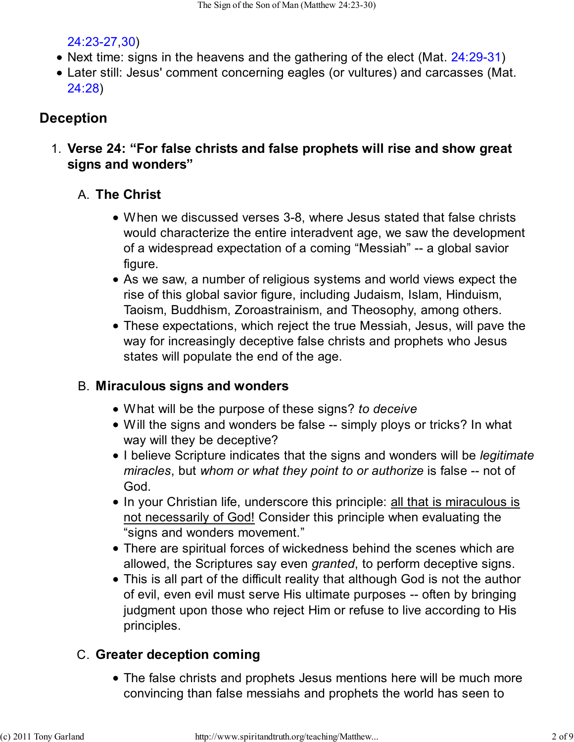24:23-27,30)

- Next time: signs in the heavens and the gathering of the elect (Mat. 24:29-31)
- Later still: Jesus' comment concerning eagles (or vultures) and carcasses (Mat. 24:28)

## Deception

1. **Verse 24: "For false christs and false prophets will rise and show great signs and wonders"**

   A. **The Christ**

   - When we discussed verses 3-8, where Jesus stated that false christs would characterize the entire interadvent age, we saw the development of a widespread expectation of a coming "Messiah" -- a global savior figure.
   - As we saw, a number of religious systems and world views expect the rise of this global savior figure, including Judaism, Islam, Hinduism, Taoism, Buddhism, Zoroastrainism, and Theosophy, among others.
   - These expectations, which reject the true Messiah, Jesus, will pave the way for increasingly deceptive false christs and prophets who Jesus states will populate the end of the age.

   B. **Miraculous signs and wonders**

   - What will be the purpose of these signs? *to deceive*
   - Will the signs and wonders be false -- simply ploys or tricks? In what way will they be deceptive?
   - I believe Scripture indicates that the signs and wonders will be *legitimate miracles*, but *whom or what they point to or authorize* is false -- not of God.
   - In your Christian life, underscore this principle: <u>all that is miraculous is not necessarily of God!</u> Consider this principle when evaluating the "signs and wonders movement."
   - There are spiritual forces of wickedness behind the scenes which are allowed, the Scriptures say even *granted*, to perform deceptive signs.
   - This is all part of the difficult reality that although God is not the author of evil, even evil must serve His ultimate purposes -- often by bringing judgment upon those who reject Him or refuse to live according to His principles.

   C. **Greater deception coming**

   - The false christs and prophets Jesus mentions here will be much more convincing than false messiahs and prophets the world has seen to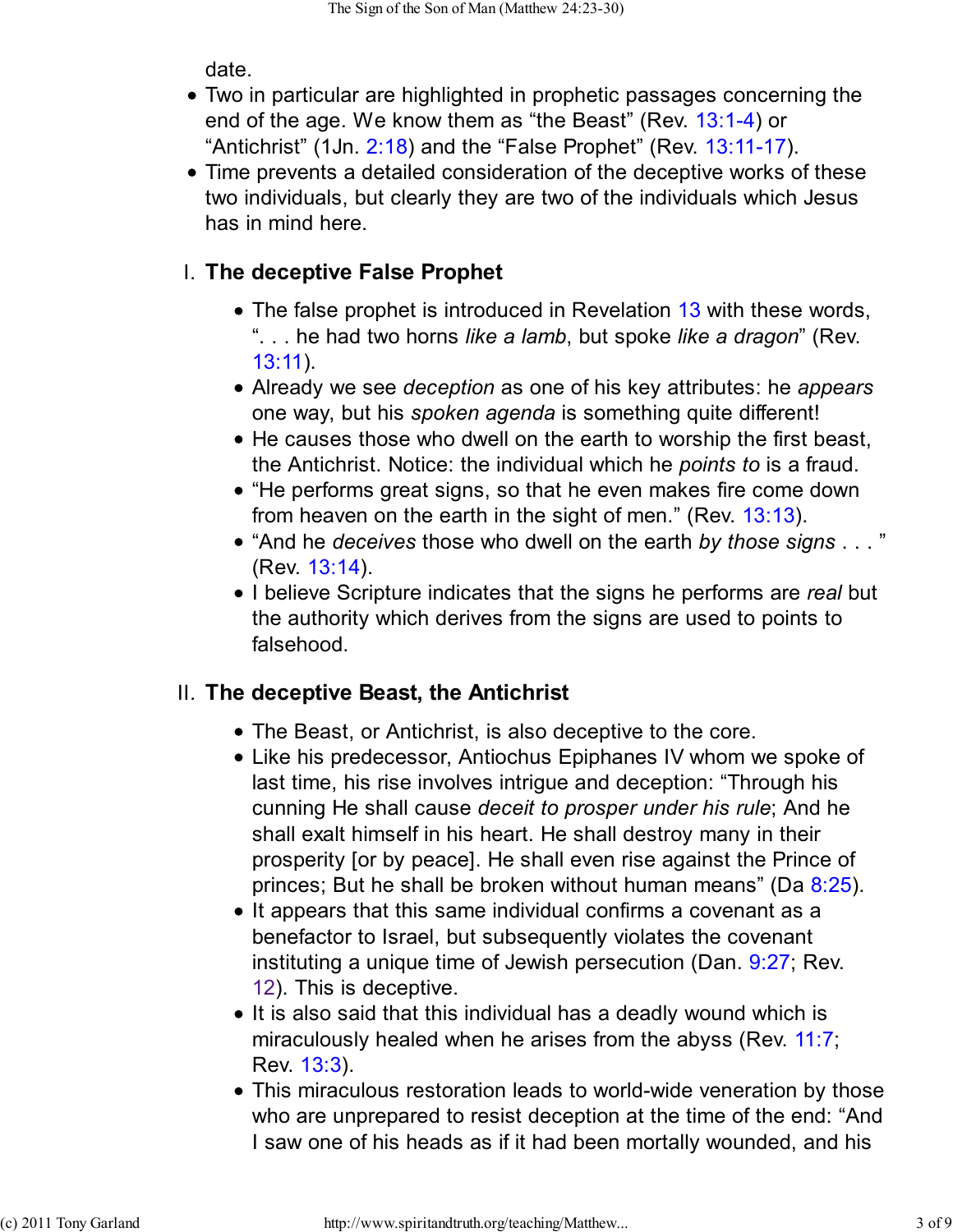date.

- Two in particular are highlighted in prophetic passages concerning the end of the age. We know them as “the Beast” (Rev. 13:1-4) or “Antichrist” (1Jn. 2:18) and the “False Prophet” (Rev. 13:11-17).
- Time prevents a detailed consideration of the deceptive works of these two individuals, but clearly they are two of the individuals which Jesus has in mind here.

## I. The deceptive False Prophet

- The false prophet is introduced in Revelation 13 with these words, “. . . he had two horns *like a lamb*, but spoke *like a dragon*” (Rev. 13:11).
- Already we see *deception* as one of his key attributes: he *appears* one way, but his *spoken agenda* is something quite different!
- He causes those who dwell on the earth to worship the first beast, the Antichrist. Notice: the individual which he *points to* is a fraud.
- “He performs great signs, so that he even makes fire come down from heaven on the earth in the sight of men.” (Rev. 13:13).
- “And he *deceives* those who dwell on the earth *by those signs* . . . ” (Rev. 13:14).
- I believe Scripture indicates that the signs he performs are *real* but the authority which derives from the signs are used to points to falsehood.

## II. The deceptive Beast, the Antichrist

- The Beast, or Antichrist, is also deceptive to the core.
- Like his predecessor, Antiochus Epiphanes IV whom we spoke of last time, his rise involves intrigue and deception: “Through his cunning He shall cause *deceit to prosper under his rule*; And he shall exalt himself in his heart. He shall destroy many in their prosperity [or by peace]. He shall even rise against the Prince of princes; But he shall be broken without human means” (Da 8:25).
- It appears that this same individual confirms a covenant as a benefactor to Israel, but subsequently violates the covenant instituting a unique time of Jewish persecution (Dan. 9:27; Rev. 12). This is deceptive.
- It is also said that this individual has a deadly wound which is miraculously healed when he arises from the abyss (Rev. 11:7; Rev. 13:3).
- This miraculous restoration leads to world-wide veneration by those who are unprepared to resist deception at the time of the end: “And I saw one of his heads as if it had been mortally wounded, and his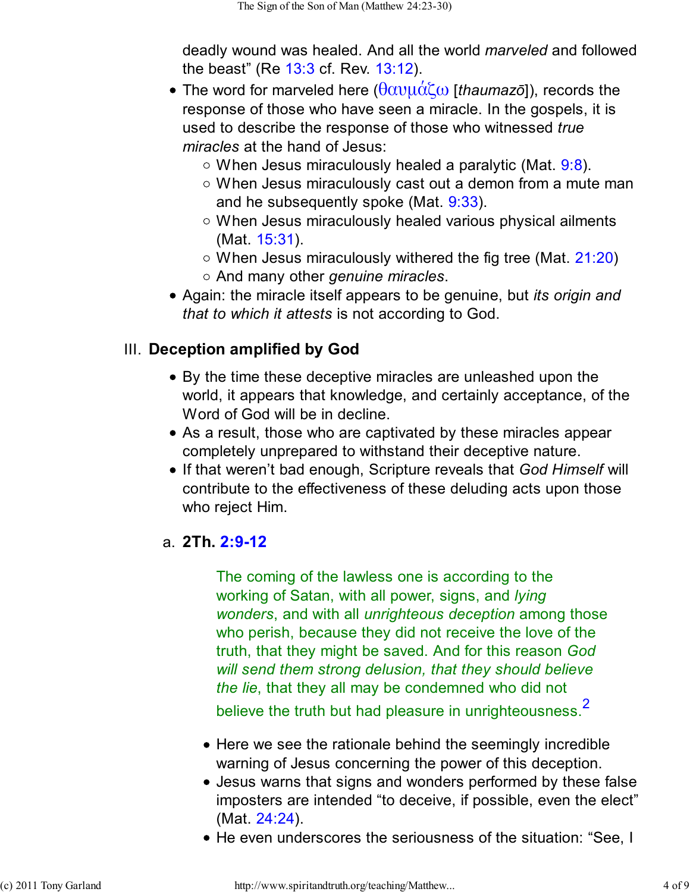deadly wound was healed. And all the world *marveled* and followed the beast" (Re 13:3 cf. Rev. 13:12).

- The word for marveled here (θαυμάζω [*thaumazō*]), records the response of those who have seen a miracle. In the gospels, it is used to describe the response of those who witnessed *true miracles* at the hand of Jesus:
  - When Jesus miraculously healed a paralytic (Mat. 9:8).
  - When Jesus miraculously cast out a demon from a mute man and he subsequently spoke (Mat. 9:33).
  - When Jesus miraculously healed various physical ailments (Mat. 15:31).
  - When Jesus miraculously withered the fig tree (Mat. 21:20)
  - And many other *genuine miracles*.
- Again: the miracle itself appears to be genuine, but *its origin and that to which it attests* is not according to God.

## III. Deception amplified by God

- By the time these deceptive miracles are unleashed upon the world, it appears that knowledge, and certainly acceptance, of the Word of God will be in decline.
- As a result, those who are captivated by these miracles appear completely unprepared to withstand their deceptive nature.
- If that weren't bad enough, Scripture reveals that *God Himself* will contribute to the effectiveness of these deluding acts upon those who reject Him.

### a. 2Th. 2:9-12

> The coming of the lawless one is according to the working of Satan, with all power, signs, and *lying wonders*, and with all *unrighteous deception* among those who perish, because they did not receive the love of the truth, that they might be saved. And for this reason *God will send them strong delusion, that they should believe the lie*, that they all may be condemned who did not believe the truth but had pleasure in unrighteousness.[2]

- Here we see the rationale behind the seemingly incredible warning of Jesus concerning the power of this deception.
- Jesus warns that signs and wonders performed by these false imposters are intended "to deceive, if possible, even the elect" (Mat. 24:24).
- He even underscores the seriousness of the situation: "See, I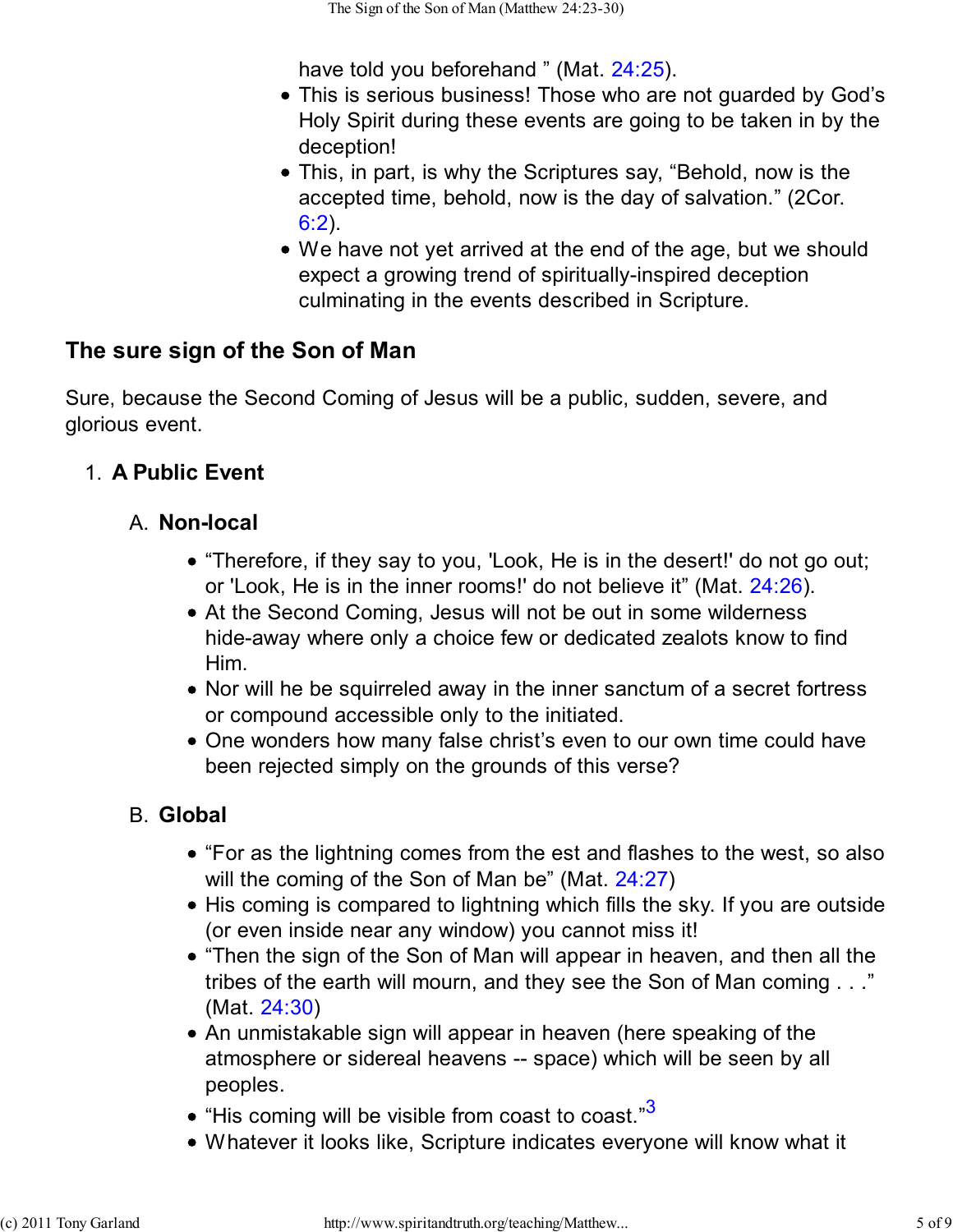have told you beforehand " (Mat. 24:25).

- This is serious business! Those who are not guarded by God's Holy Spirit during these events are going to be taken in by the deception!
- This, in part, is why the Scriptures say, "Behold, now is the accepted time, behold, now is the day of salvation." (2Cor. 6:2).
- We have not yet arrived at the end of the age, but we should expect a growing trend of spiritually-inspired deception culminating in the events described in Scripture.

## The sure sign of the Son of Man

Sure, because the Second Coming of Jesus will be a public, sudden, severe, and glorious event.

1. **A Public Event**

   A. **Non-local**

   - "Therefore, if they say to you, 'Look, He is in the desert!' do not go out; or 'Look, He is in the inner rooms!' do not believe it" (Mat. 24:26).
   - At the Second Coming, Jesus will not be out in some wilderness hide-away where only a choice few or dedicated zealots know to find Him.
   - Nor will he be squirreled away in the inner sanctum of a secret fortress or compound accessible only to the initiated.
   - One wonders how many false christ's even to our own time could have been rejected simply on the grounds of this verse?

   B. **Global**

   - "For as the lightning comes from the est and flashes to the west, so also will the coming of the Son of Man be" (Mat. 24:27)
   - His coming is compared to lightning which fills the sky. If you are outside (or even inside near any window) you cannot miss it!
   - "Then the sign of the Son of Man will appear in heaven, and then all the tribes of the earth will mourn, and they see the Son of Man coming . . ." (Mat. 24:30)
   - An unmistakable sign will appear in heaven (here speaking of the atmosphere or sidereal heavens -- space) which will be seen by all peoples.
   - "His coming will be visible from coast to coast."[3]
   - Whatever it looks like, Scripture indicates everyone will know what it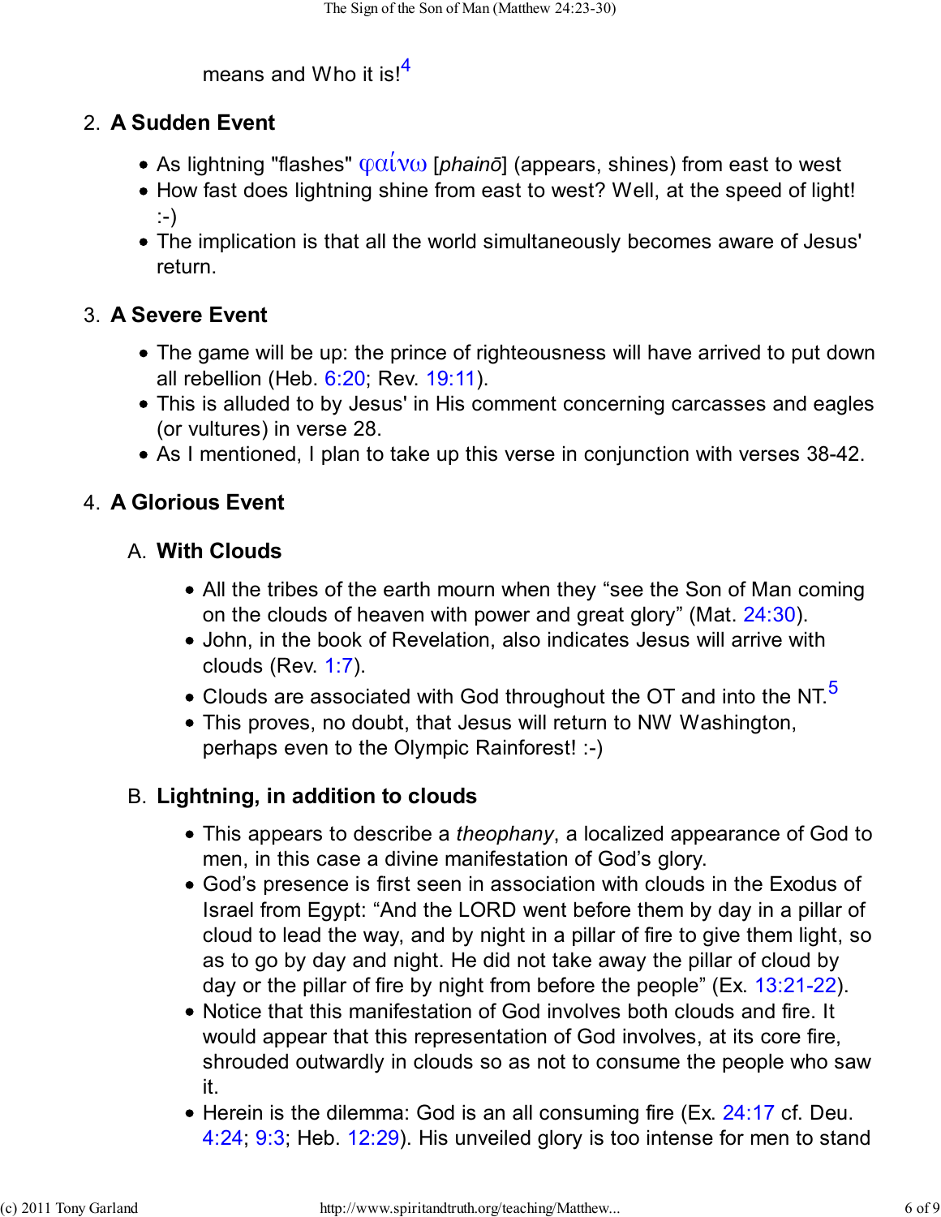means and Who it is![4]

2. **A Sudden Event**

   - As lightning "flashes" φαίνω [*phainō*] (appears, shines) from east to west
   - How fast does lightning shine from east to west? Well, at the speed of light! :-)
   - The implication is that all the world simultaneously becomes aware of Jesus' return.

3. **A Severe Event**

   - The game will be up: the prince of righteousness will have arrived to put down all rebellion (Heb. 6:20; Rev. 19:11).
   - This is alluded to by Jesus' in His comment concerning carcasses and eagles (or vultures) in verse 28.
   - As I mentioned, I plan to take up this verse in conjunction with verses 38-42.

4. **A Glorious Event**

   A. **With Clouds**

   - All the tribes of the earth mourn when they "see the Son of Man coming on the clouds of heaven with power and great glory" (Mat. 24:30).
   - John, in the book of Revelation, also indicates Jesus will arrive with clouds (Rev. 1:7).
   - Clouds are associated with God throughout the OT and into the NT.[5]
   - This proves, no doubt, that Jesus will return to NW Washington, perhaps even to the Olympic Rainforest! :-)

   B. **Lightning, in addition to clouds**

   - This appears to describe a *theophany*, a localized appearance of God to men, in this case a divine manifestation of God's glory.
   - God's presence is first seen in association with clouds in the Exodus of Israel from Egypt: "And the LORD went before them by day in a pillar of cloud to lead the way, and by night in a pillar of fire to give them light, so as to go by day and night. He did not take away the pillar of cloud by day or the pillar of fire by night from before the people" (Ex. 13:21-22).
   - Notice that this manifestation of God involves both clouds and fire. It would appear that this representation of God involves, at its core fire, shrouded outwardly in clouds so as not to consume the people who saw it.
   - Herein is the dilemma: God is an all consuming fire (Ex. 24:17 cf. Deu. 4:24; 9:3; Heb. 12:29). His unveiled glory is too intense for men to stand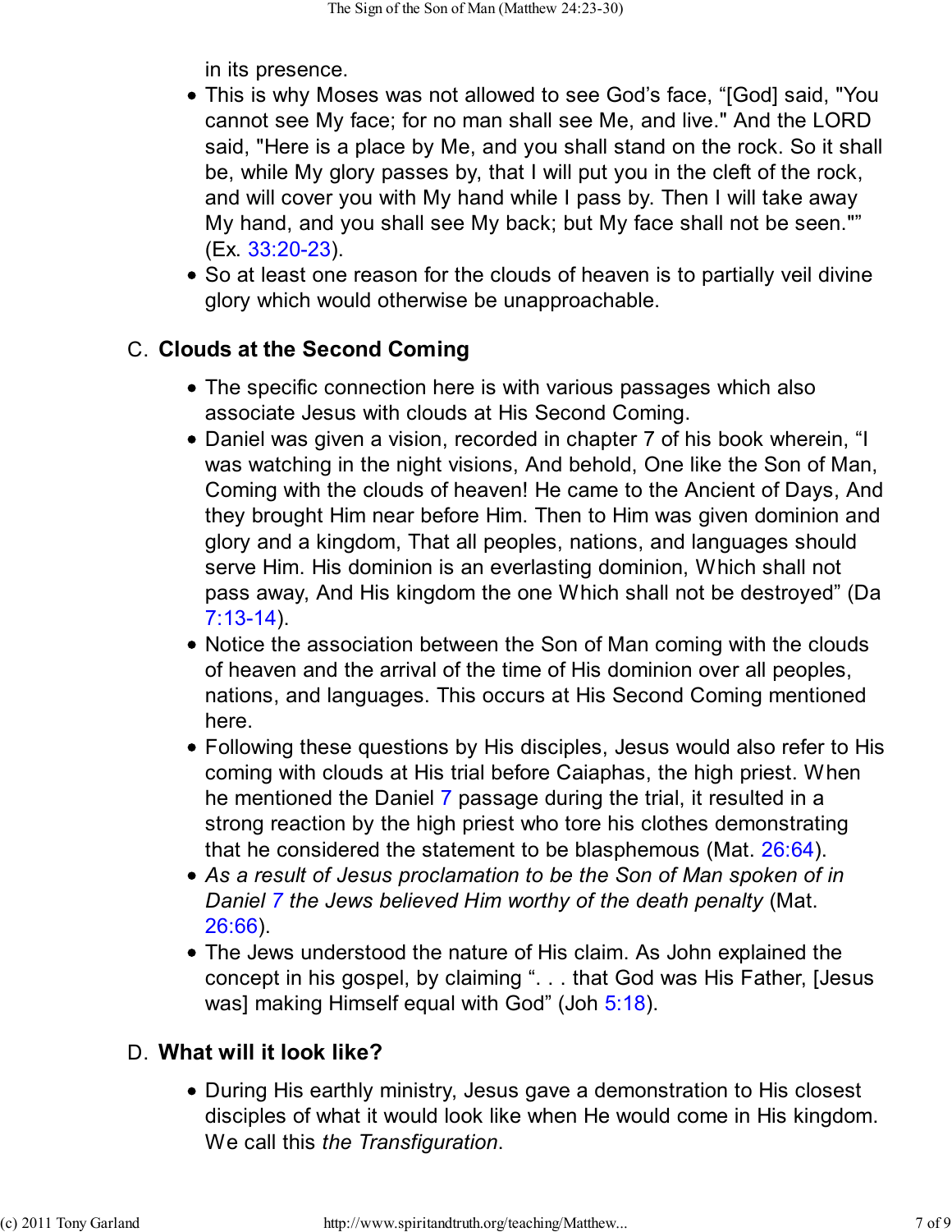in its presence.

- This is why Moses was not allowed to see God's face, "[God] said, "You cannot see My face; for no man shall see Me, and live." And the LORD said, "Here is a place by Me, and you shall stand on the rock. So it shall be, while My glory passes by, that I will put you in the cleft of the rock, and will cover you with My hand while I pass by. Then I will take away My hand, and you shall see My back; but My face shall not be seen."" (Ex. 33:20-23).
- So at least one reason for the clouds of heaven is to partially veil divine glory which would otherwise be unapproachable.

## C. Clouds at the Second Coming

- The specific connection here is with various passages which also associate Jesus with clouds at His Second Coming.
- Daniel was given a vision, recorded in chapter 7 of his book wherein, "I was watching in the night visions, And behold, One like the Son of Man, Coming with the clouds of heaven! He came to the Ancient of Days, And they brought Him near before Him. Then to Him was given dominion and glory and a kingdom, That all peoples, nations, and languages should serve Him. His dominion is an everlasting dominion, Which shall not pass away, And His kingdom the one Which shall not be destroyed" (Da 7:13-14).
- Notice the association between the Son of Man coming with the clouds of heaven and the arrival of the time of His dominion over all peoples, nations, and languages. This occurs at His Second Coming mentioned here.
- Following these questions by His disciples, Jesus would also refer to His coming with clouds at His trial before Caiaphas, the high priest. When he mentioned the Daniel 7 passage during the trial, it resulted in a strong reaction by the high priest who tore his clothes demonstrating that he considered the statement to be blasphemous (Mat. 26:64).
- *As a result of Jesus proclamation to be the Son of Man spoken of in Daniel 7 the Jews believed Him worthy of the death penalty* (Mat. 26:66).
- The Jews understood the nature of His claim. As John explained the concept in his gospel, by claiming ". . . that God was His Father, [Jesus was] making Himself equal with God" (Joh 5:18).

## D. What will it look like?

- During His earthly ministry, Jesus gave a demonstration to His closest disciples of what it would look like when He would come in His kingdom. We call this *the Transfiguration*.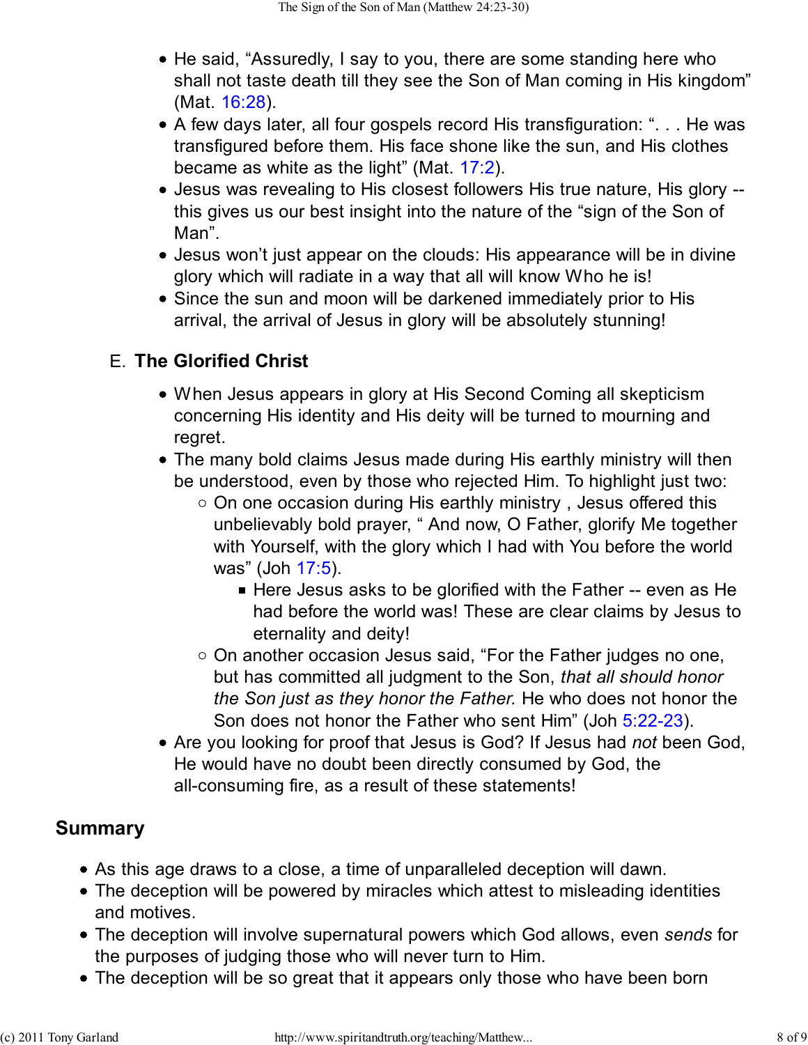- He said, “Assuredly, I say to you, there are some standing here who shall not taste death till they see the Son of Man coming in His kingdom” (Mat. 16:28).
- A few days later, all four gospels record His transfiguration: “. . . He was transfigured before them. His face shone like the sun, and His clothes became as white as the light” (Mat. 17:2).
- Jesus was revealing to His closest followers His true nature, His glory -- this gives us our best insight into the nature of the “sign of the Son of Man”.
- Jesus won’t just appear on the clouds: His appearance will be in divine glory which will radiate in a way that all will know Who he is!
- Since the sun and moon will be darkened immediately prior to His arrival, the arrival of Jesus in glory will be absolutely stunning!

### E. **The Glorified Christ**

- When Jesus appears in glory at His Second Coming all skepticism concerning His identity and His deity will be turned to mourning and regret.
- The many bold claims Jesus made during His earthly ministry will then be understood, even by those who rejected Him. To highlight just two:
  - On one occasion during His earthly ministry , Jesus offered this unbelievably bold prayer, “ And now, O Father, glorify Me together with Yourself, with the glory which I had with You before the world was” (Joh 17:5).
    - Here Jesus asks to be glorified with the Father -- even as He had before the world was! These are clear claims by Jesus to eternality and deity!
  - On another occasion Jesus said, “For the Father judges no one, but has committed all judgment to the Son, *that all should honor the Son just as they honor the Father.* He who does not honor the Son does not honor the Father who sent Him” (Joh 5:22-23).
- Are you looking for proof that Jesus is God? If Jesus had *not* been God, He would have no doubt been directly consumed by God, the all-consuming fire, as a result of these statements!

## Summary

- As this age draws to a close, a time of unparalleled deception will dawn.
- The deception will be powered by miracles which attest to misleading identities and motives.
- The deception will involve supernatural powers which God allows, even *sends* for the purposes of judging those who will never turn to Him.
- The deception will be so great that it appears only those who have been born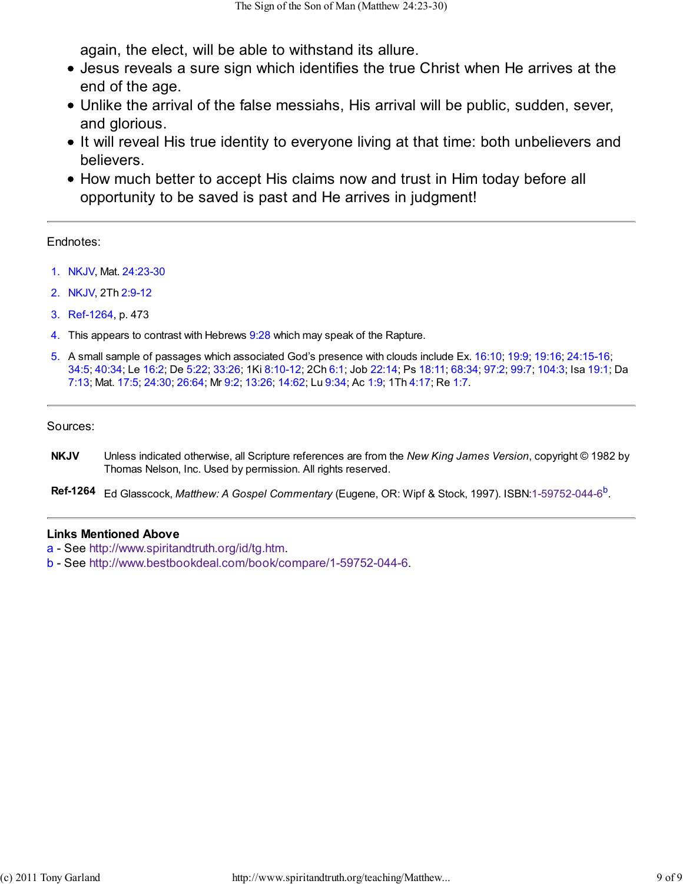again, the elect, will be able to withstand its allure.

- Jesus reveals a sure sign which identifies the true Christ when He arrives at the end of the age.
- Unlike the arrival of the false messiahs, His arrival will be public, sudden, sever, and glorious.
- It will reveal His true identity to everyone living at that time: both unbelievers and believers.
- How much better to accept His claims now and trust in Him today before all opportunity to be saved is past and He arrives in judgment!

---

Endnotes:

1. NKJV, Mat. 24:23-30
2. NKJV, 2Th 2:9-12
3. Ref-1264, p. 473
4. This appears to contrast with Hebrews 9:28 which may speak of the Rapture.
5. A small sample of passages which associated God's presence with clouds include Ex. 16:10; 19:9; 19:16; 24:15-16; 34:5; 40:34; Le 16:2; De 5:22; 33:26; 1Ki 8:10-12; 2Ch 6:1; Job 22:14; Ps 18:11; 68:34; 97:2; 99:7; 104:3; Isa 19:1; Da 7:13; Mat. 17:5; 24:30; 26:64; Mr 9:2; 13:26; 14:62; Lu 9:34; Ac 1:9; 1Th 4:17; Re 1:7.

---

Sources:

**NKJV** Unless indicated otherwise, all Scripture references are from the *New King James Version*, copyright © 1982 by Thomas Nelson, Inc. Used by permission. All rights reserved.

**Ref-1264** Ed Glasscock, *Matthew: A Gospel Commentary* (Eugene, OR: Wipf & Stock, 1997). ISBN:1-59752-044-6[b].

---

**Links Mentioned Above**

a - See http://www.spiritandtruth.org/id/tg.htm.

b - See http://www.bestbookdeal.com/book/compare/1-59752-044-6.